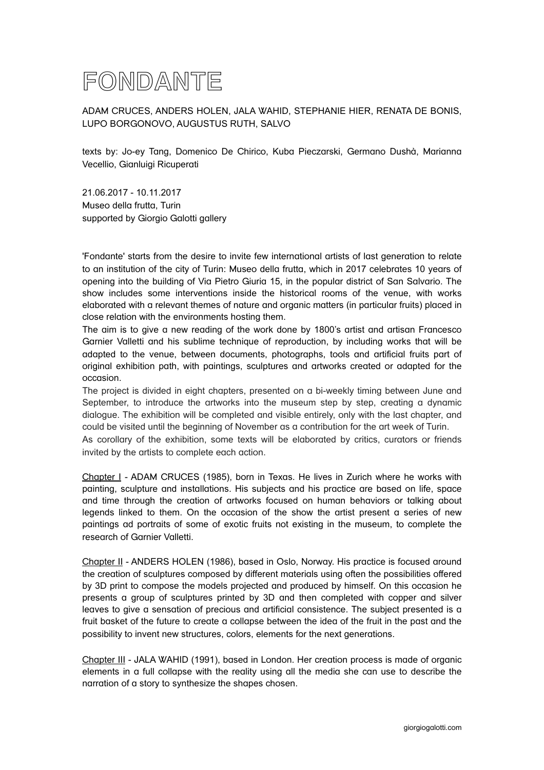# FONDANTE

ADAM CRUCES, ANDERS HOLEN, JALA WAHID, STEPHANIE HIER, RENATA DE BONIS, LUPO BORGONOVO, AUGUSTUS RUTH, SALVO

texts by: Jo-ey Tang, Domenico De Chirico, Kuba Pieczarski, Germano Dushà, Marianna Vecellio, Gianluigi Ricuperati

21.06.2017 - 10.11.2017
Museo della frutta, Turin
supported by Giorgio Galotti gallery

'Fondante' starts from the desire to invite few international artists of last generation to relate to an institution of the city of Turin: Museo della frutta, which in 2017 celebrates 10 years of opening into the building of Via Pietro Giuria 15, in the popular district of San Salvario. The show includes some interventions inside the historical rooms of the venue, with works elaborated with a relevant themes of nature and organic matters (in particular fruits) placed in close relation with the environments hosting them.
The aim is to give a new reading of the work done by 1800's artist and artisan Francesco Garnier Valletti and his sublime technique of reproduction, by including works that will be adapted to the venue, between documents, photographs, tools and artificial fruits part of original exhibition path, with paintings, sculptures and artworks created or adapted for the occasion.
The project is divided in eight chapters, presented on a bi-weekly timing between June and September, to introduce the artworks into the museum step by step, creating a dynamic dialogue. The exhibition will be completed and visible entirely, only with the last chapter, and could be visited until the beginning of November as a contribution for the art week of Turin.
As corollary of the exhibition, some texts will be elaborated by critics, curators or friends invited by the artists to complete each action.

<u>Chapter I</u> - ADAM CRUCES (1985), born in Texas. He lives in Zurich where he works with painting, sculpture and installations. His subjects and his practice are based on life, space and time through the creation of artworks focused on human behaviors or talking about legends linked to them. On the occasion of the show the artist present a series of new paintings ad portraits of some of exotic fruits not existing in the museum, to complete the research of Garnier Valletti.

<u>Chapter II</u> - ANDERS HOLEN (1986), based in Oslo, Norway. His practice is focused around the creation of sculptures composed by different materials using often the possibilities offered by 3D print to compose the models projected and produced by himself. On this occasion he presents a group of sculptures printed by 3D and then completed with copper and silver leaves to give a sensation of precious and artificial consistence. The subject presented is a fruit basket of the future to create a collapse between the idea of the fruit in the past and the possibility to invent new structures, colors, elements for the next generations.

<u>Chapter III</u> - JALA WAHID (1991), based in London. Her creation process is made of organic elements in a full collapse with the reality using all the media she can use to describe the narration of a story to synthesize the shapes chosen.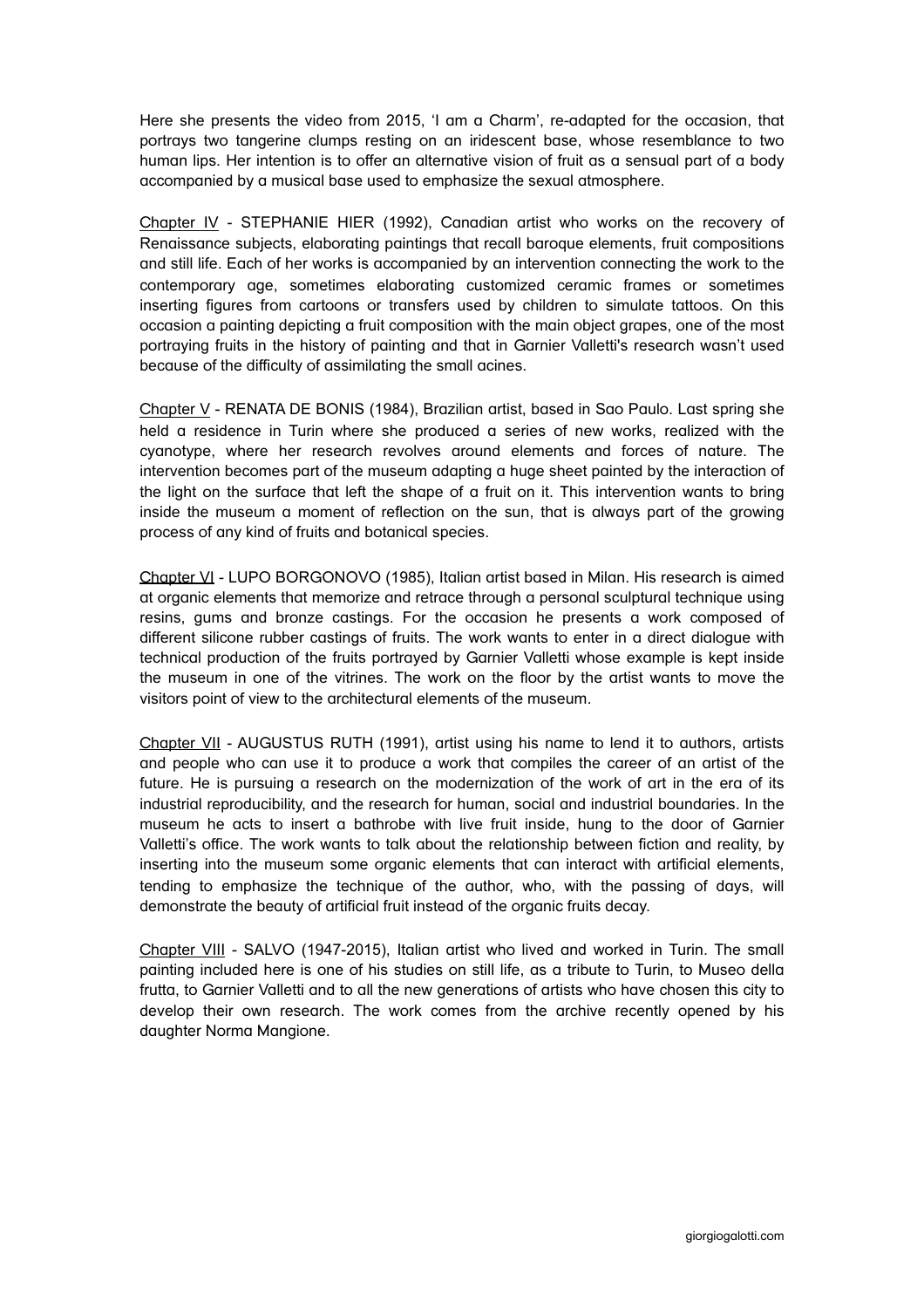Here she presents the video from 2015, 'I am a Charm', re-adapted for the occasion, that portrays two tangerine clumps resting on an iridescent base, whose resemblance to two human lips. Her intention is to offer an alternative vision of fruit as a sensual part of a body accompanied by a musical base used to emphasize the sexual atmosphere.

<u>Chapter IV</u> - STEPHANIE HIER (1992), Canadian artist who works on the recovery of Renaissance subjects, elaborating paintings that recall baroque elements, fruit compositions and still life. Each of her works is accompanied by an intervention connecting the work to the contemporary age, sometimes elaborating customized ceramic frames or sometimes inserting figures from cartoons or transfers used by children to simulate tattoos. On this occasion a painting depicting a fruit composition with the main object grapes, one of the most portraying fruits in the history of painting and that in Garnier Valletti's research wasn't used because of the difficulty of assimilating the small acines.

<u>Chapter V</u> - RENATA DE BONIS (1984), Brazilian artist, based in Sao Paulo. Last spring she held a residence in Turin where she produced a series of new works, realized with the cyanotype, where her research revolves around elements and forces of nature. The intervention becomes part of the museum adapting a huge sheet painted by the interaction of the light on the surface that left the shape of a fruit on it. This intervention wants to bring inside the museum a moment of reflection on the sun, that is always part of the growing process of any kind of fruits and botanical species.

<u>Chapter VI</u> - LUPO BORGONOVO (1985), Italian artist based in Milan. His research is aimed at organic elements that memorize and retrace through a personal sculptural technique using resins, gums and bronze castings. For the occasion he presents a work composed of different silicone rubber castings of fruits. The work wants to enter in a direct dialogue with technical production of the fruits portrayed by Garnier Valletti whose example is kept inside the museum in one of the vitrines. The work on the floor by the artist wants to move the visitors point of view to the architectural elements of the museum.

<u>Chapter VII</u> - AUGUSTUS RUTH (1991), artist using his name to lend it to authors, artists and people who can use it to produce a work that compiles the career of an artist of the future. He is pursuing a research on the modernization of the work of art in the era of its industrial reproducibility, and the research for human, social and industrial boundaries. In the museum he acts to insert a bathrobe with live fruit inside, hung to the door of Garnier Valletti's office. The work wants to talk about the relationship between fiction and reality, by inserting into the museum some organic elements that can interact with artificial elements, tending to emphasize the technique of the author, who, with the passing of days, will demonstrate the beauty of artificial fruit instead of the organic fruits decay.

<u>Chapter VIII</u> - SALVO (1947-2015), Italian artist who lived and worked in Turin. The small painting included here is one of his studies on still life, as a tribute to Turin, to Museo della frutta, to Garnier Valletti and to all the new generations of artists who have chosen this city to develop their own research. The work comes from the archive recently opened by his daughter Norma Mangione.